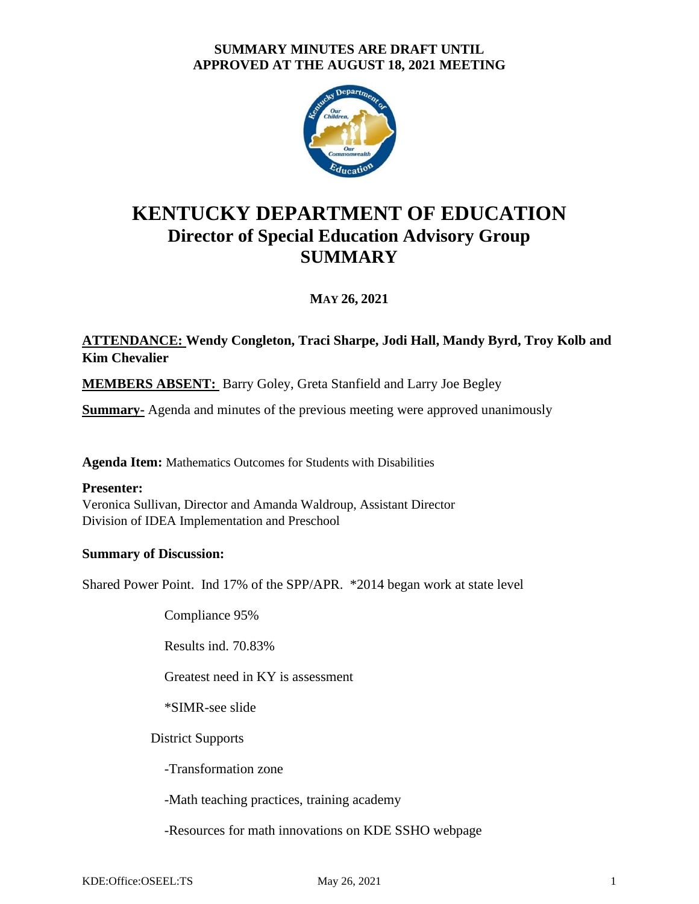**SUMMARY MINUTES ARE DRAFT UNTIL APPROVED AT THE AUGUST 18, 2021 MEETING**

# KENTUCKY DEPARTMENT OF EDUCATION
## Director of Special Education Advisory Group
## SUMMARY

**MAY 26, 2021**

**ATTENDANCE: Wendy Congleton, Traci Sharpe, Jodi Hall, Mandy Byrd, Troy Kolb and Kim Chevalier**

**MEMBERS ABSENT:** Barry Goley, Greta Stanfield and Larry Joe Begley

**Summary-** Agenda and minutes of the previous meeting were approved unanimously

**Agenda Item:** Mathematics Outcomes for Students with Disabilities

**Presenter:**
Veronica Sullivan, Director and Amanda Waldroup, Assistant Director
Division of IDEA Implementation and Preschool

**Summary of Discussion:**

Shared Power Point. Ind 17% of the SPP/APR. *2014 began work at state level

Compliance 95%

Results ind. 70.83%

Greatest need in KY is assessment

*SIMR-see slide

District Supports

-Transformation zone

-Math teaching practices, training academy

-Resources for math innovations on KDE SSHO webpage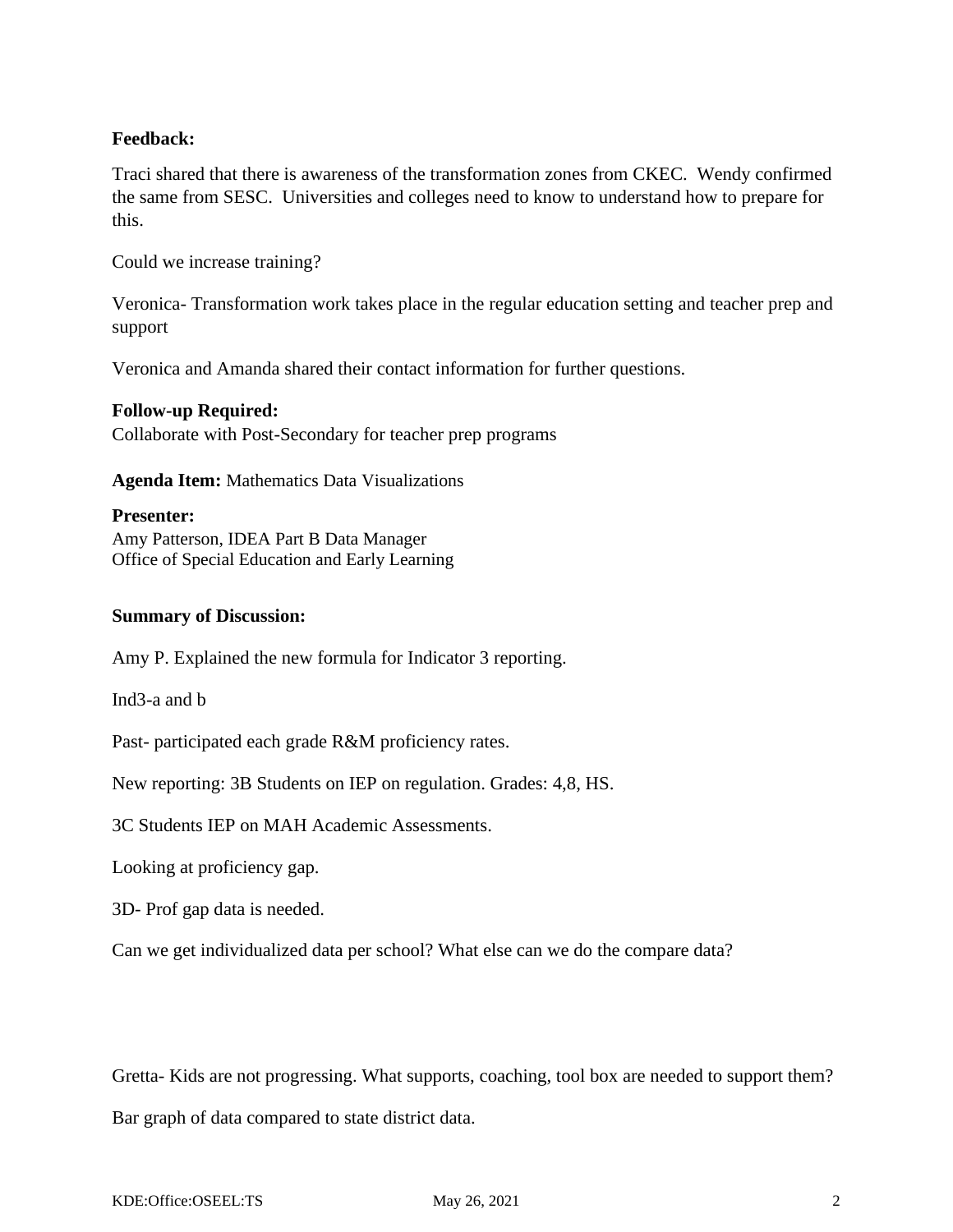**Feedback:**

Traci shared that there is awareness of the transformation zones from CKEC. Wendy confirmed the same from SESC. Universities and colleges need to know to understand how to prepare for this.

Could we increase training?

Veronica- Transformation work takes place in the regular education setting and teacher prep and support

Veronica and Amanda shared their contact information for further questions.

**Follow-up Required:**
Collaborate with Post-Secondary for teacher prep programs

**Agenda Item:** Mathematics Data Visualizations

**Presenter:**
Amy Patterson, IDEA Part B Data Manager
Office of Special Education and Early Learning

**Summary of Discussion:**

Amy P. Explained the new formula for Indicator 3 reporting.

Ind3-a and b

Past- participated each grade R&M proficiency rates.

New reporting: 3B Students on IEP on regulation. Grades: 4,8, HS.

3C Students IEP on MAH Academic Assessments.

Looking at proficiency gap.

3D- Prof gap data is needed.

Can we get individualized data per school? What else can we do the compare data?

Gretta- Kids are not progressing. What supports, coaching, tool box are needed to support them?

Bar graph of data compared to state district data.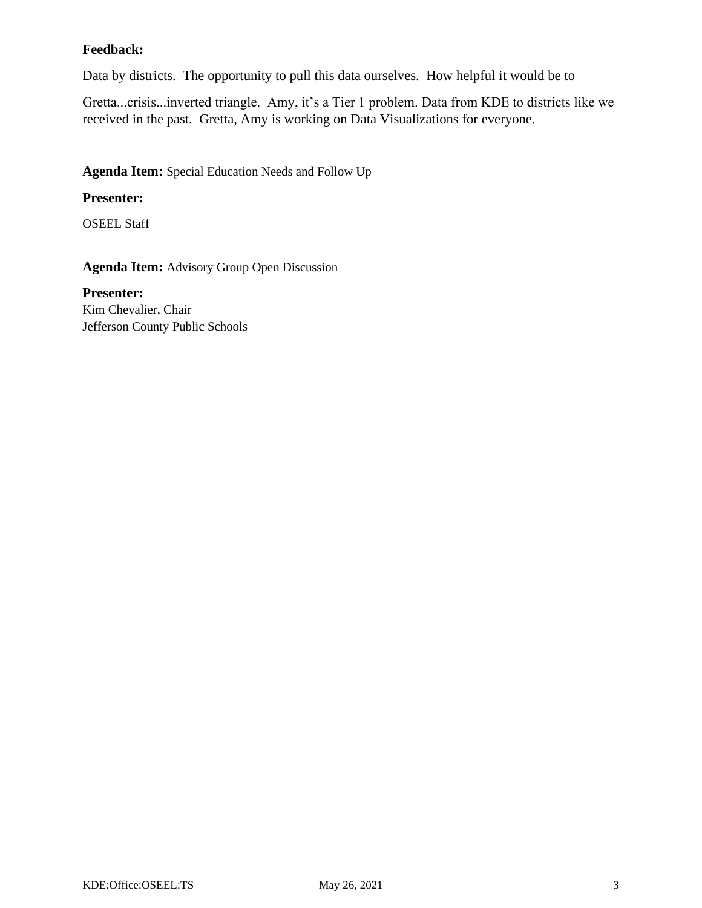**Feedback:**

Data by districts. The opportunity to pull this data ourselves. How helpful it would be to

Gretta...crisis...inverted triangle. Amy, it's a Tier 1 problem. Data from KDE to districts like we received in the past. Gretta, Amy is working on Data Visualizations for everyone.

**Agenda Item:** Special Education Needs and Follow Up

**Presenter:**

OSEEL Staff

**Agenda Item:** Advisory Group Open Discussion

**Presenter:**
Kim Chevalier, Chair
Jefferson County Public Schools